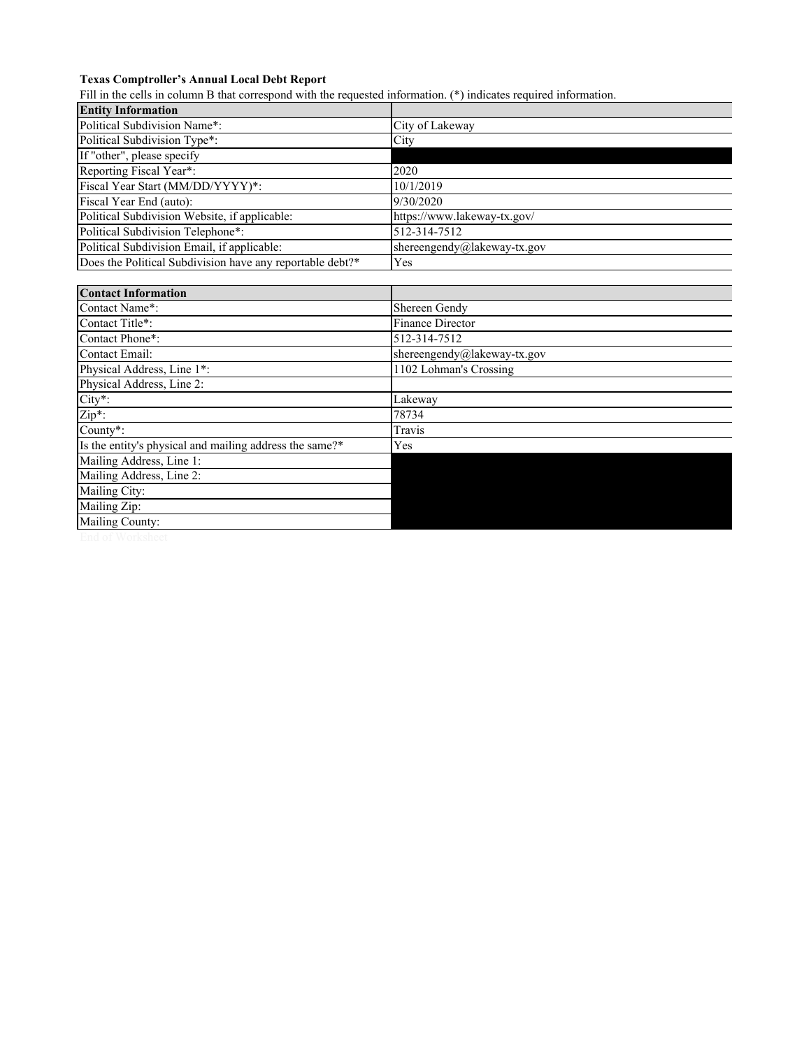**Texas Comptroller's Annual Local Debt Report**

Fill in the cells in column B that correspond with the requested information. (*) indicates required information.

| **Entity Information** | |
|---|---|
| Political Subdivision Name*: | City of Lakeway |
| Political Subdivision Type*: | City |
| If "other", please specify | |
| Reporting Fiscal Year*: | 2020 |
| Fiscal Year Start (MM/DD/YYYY)*: | 10/1/2019 |
| Fiscal Year End (auto): | 9/30/2020 |
| Political Subdivision Website, if applicable: | https://www.lakeway-tx.gov/ |
| Political Subdivision Telephone*: | 512-314-7512 |
| Political Subdivision Email, if applicable: | shereengendy@lakeway-tx.gov |
| Does the Political Subdivision have any reportable debt?* | Yes |

| **Contact Information** | |
|---|---|
| Contact Name*: | Shereen Gendy |
| Contact Title*: | Finance Director |
| Contact Phone*: | 512-314-7512 |
| Contact Email: | shereengendy@lakeway-tx.gov |
| Physical Address, Line 1*: | 1102 Lohman's Crossing |
| Physical Address, Line 2: | |
| City*: | Lakeway |
| Zip*: | 78734 |
| County*: | Travis |
| Is the entity's physical and mailing address the same?* | Yes |
| Mailing Address, Line 1: | |
| Mailing Address, Line 2: | |
| Mailing City: | |
| Mailing Zip: | |
| Mailing County: | |

End of Worksheet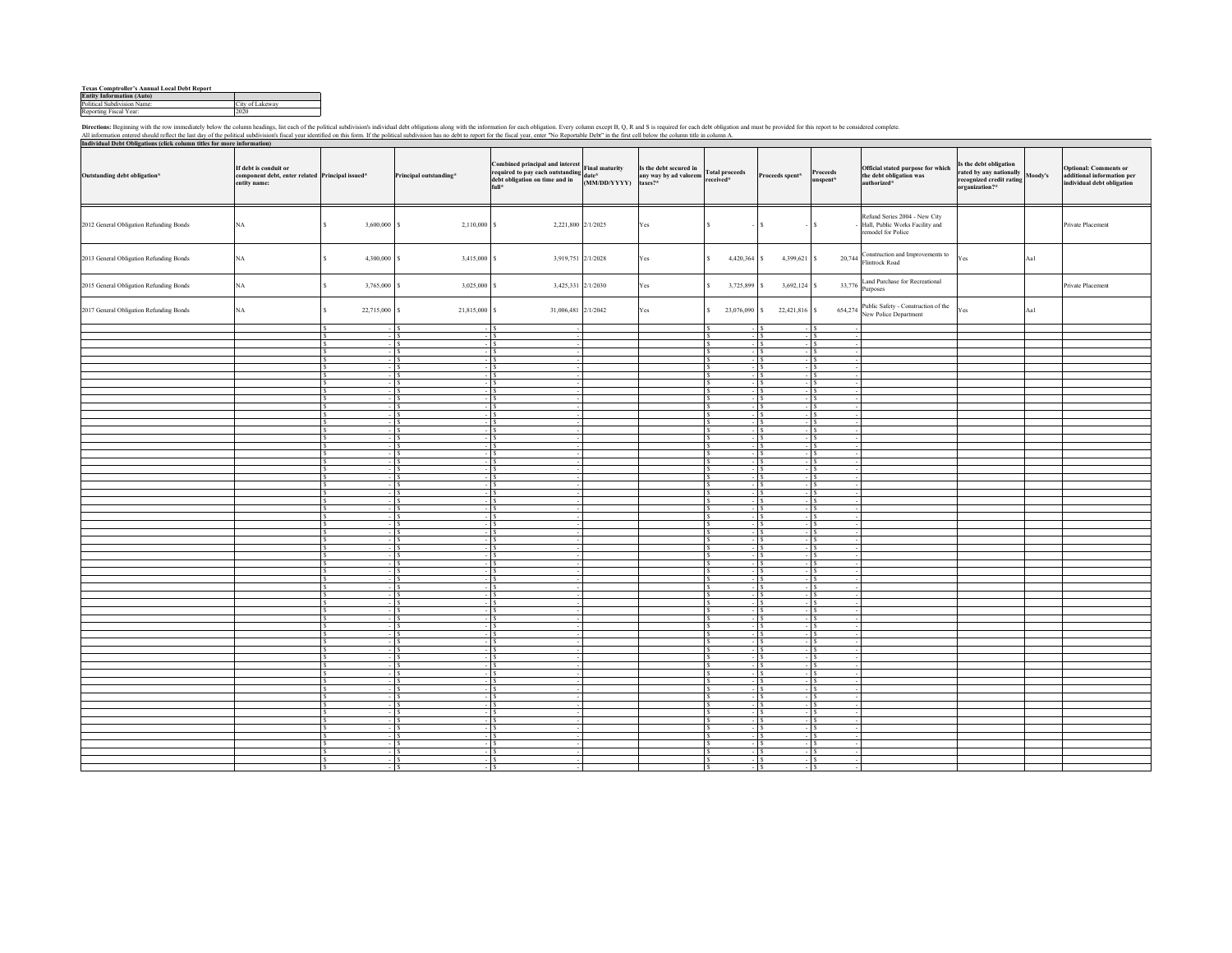**Texas Comptroller's Annual Local Debt Report**

| **Entity Information (Auto)** | |
|---|---|
| Political Subdivision Name: | City of Lakeway |
| Reporting Fiscal Year: | 2020 |

**Directions:** Beginning with the row immediately below the column headings, list each of the political subdivision's individual debt obligations along with the information for each obligation. Every column except B, Q, R and S is required for each debt obligation and must be provided for this report to be considered complete.
All information entered should reflect the last day of the political subdivision's fiscal year identified on this form. If the political subdivision has no debt to report for the fiscal year, enter "No Reportable Debt" in the first cell below the column title in column A.

**Individual Debt Obligations (click column titles for more information)**

| Outstanding debt obligation* | If debt is conduit or component debt, enter related entity name: | Principal issued* | Principal outstanding* | Combined principal and interest required to pay each outstanding debt obligation on time and in full* | Final maturity date* (MM/DD/YYYY) | Is the debt secured in any way by ad valorem taxes?* | Total proceeds received* | Proceeds spent* | Proceeds unspent* | Official stated purpose for which the debt obligation was authorized* | Is the debt obligation rated by any nationally recognized credit rating organization?* | Moody's | Optional: Comments or additional information per individual debt obligation |
|---|---|---|---|---|---|---|---|---|---|---|---|---|---|
| 2012 General Obligation Refunding Bonds | NA | $ 3,600,000 | $ 2,110,000 | $ 2,221,800 | 2/1/2025 | Yes | $ - | $ - | $ - | Refund Series 2004 - New City Hall, Public Works Facility and remodel for Police | | | Private Placement |
| 2013 General Obligation Refunding Bonds | NA | $ 4,300,000 | $ 3,415,000 | $ 3,919,751 | 2/1/2028 | Yes | $ 4,420,364 | $ 4,399,621 | $ 20,744 | Construction and Improvements to Flintrock Road | Yes | Aa1 | |
| 2015 General Obligation Refunding Bonds | NA | $ 3,765,000 | $ 3,025,000 | $ 3,425,331 | 2/1/2030 | Yes | $ 3,725,899 | $ 3,692,124 | $ 33,776 | Land Purchase for Recreational Purposes | | | Private Placement |
| 2017 General Obligation Refunding Bonds | NA | $ 22,715,000 | $ 21,815,000 | $ 31,006,481 | 2/1/2042 | Yes | $ 23,076,090 | $ 22,421,816 | $ 654,274 | Public Safety - Construction of the New Police Department | Yes | Aa1 | |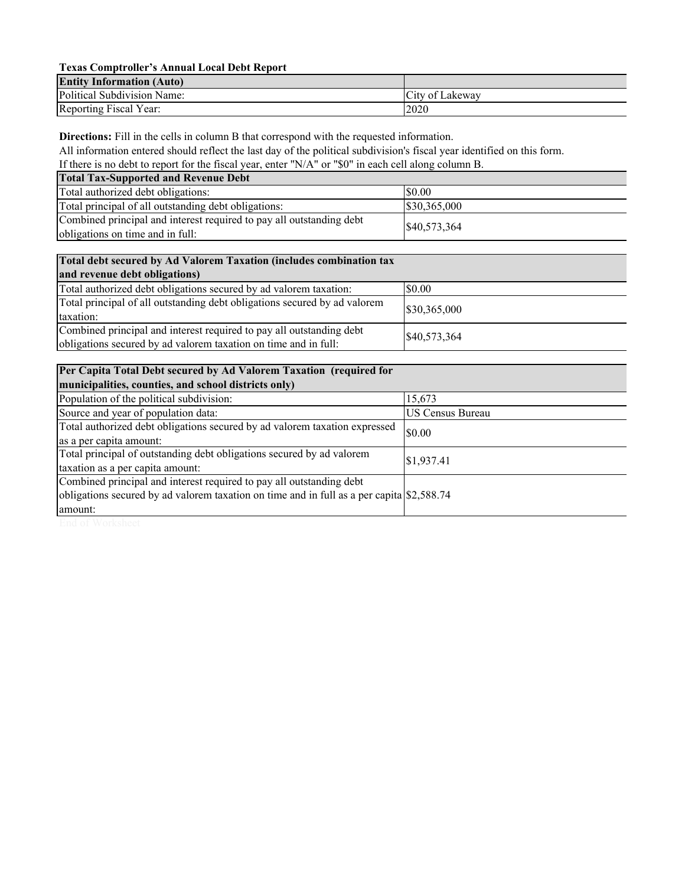**Texas Comptroller's Annual Local Debt Report**

| **Entity Information (Auto)** | |
|---|---|
| Political Subdivision Name: | City of Lakeway |
| Reporting Fiscal Year: | 2020 |

**Directions:** Fill in the cells in column B that correspond with the requested information.
All information entered should reflect the last day of the political subdivision's fiscal year identified on this form.
If there is no debt to report for the fiscal year, enter "N/A" or "$0" in each cell along column B.

| **Total Tax-Supported and Revenue Debt** | |
|---|---|
| Total authorized debt obligations: | $0.00 |
| Total principal of all outstanding debt obligations: | $30,365,000 |
| Combined principal and interest required to pay all outstanding debt obligations on time and in full: | $40,573,364 |

| **Total debt secured by Ad Valorem Taxation (includes combination tax and revenue debt obligations)** | |
|---|---|
| Total authorized debt obligations secured by ad valorem taxation: | $0.00 |
| Total principal of all outstanding debt obligations secured by ad valorem taxation: | $30,365,000 |
| Combined principal and interest required to pay all outstanding debt obligations secured by ad valorem taxation on time and in full: | $40,573,364 |

| **Per Capita Total Debt secured by Ad Valorem Taxation (required for municipalities, counties, and school districts only)** | |
|---|---|
| Population of the political subdivision: | 15,673 |
| Source and year of population data: | US Census Bureau |
| Total authorized debt obligations secured by ad valorem taxation expressed as a per capita amount: | $0.00 |
| Total principal of outstanding debt obligations secured by ad valorem taxation as a per capita amount: | $1,937.41 |
| Combined principal and interest required to pay all outstanding debt obligations secured by ad valorem taxation on time and in full as a per capita amount: | $2,588.74 |

End of Worksheet